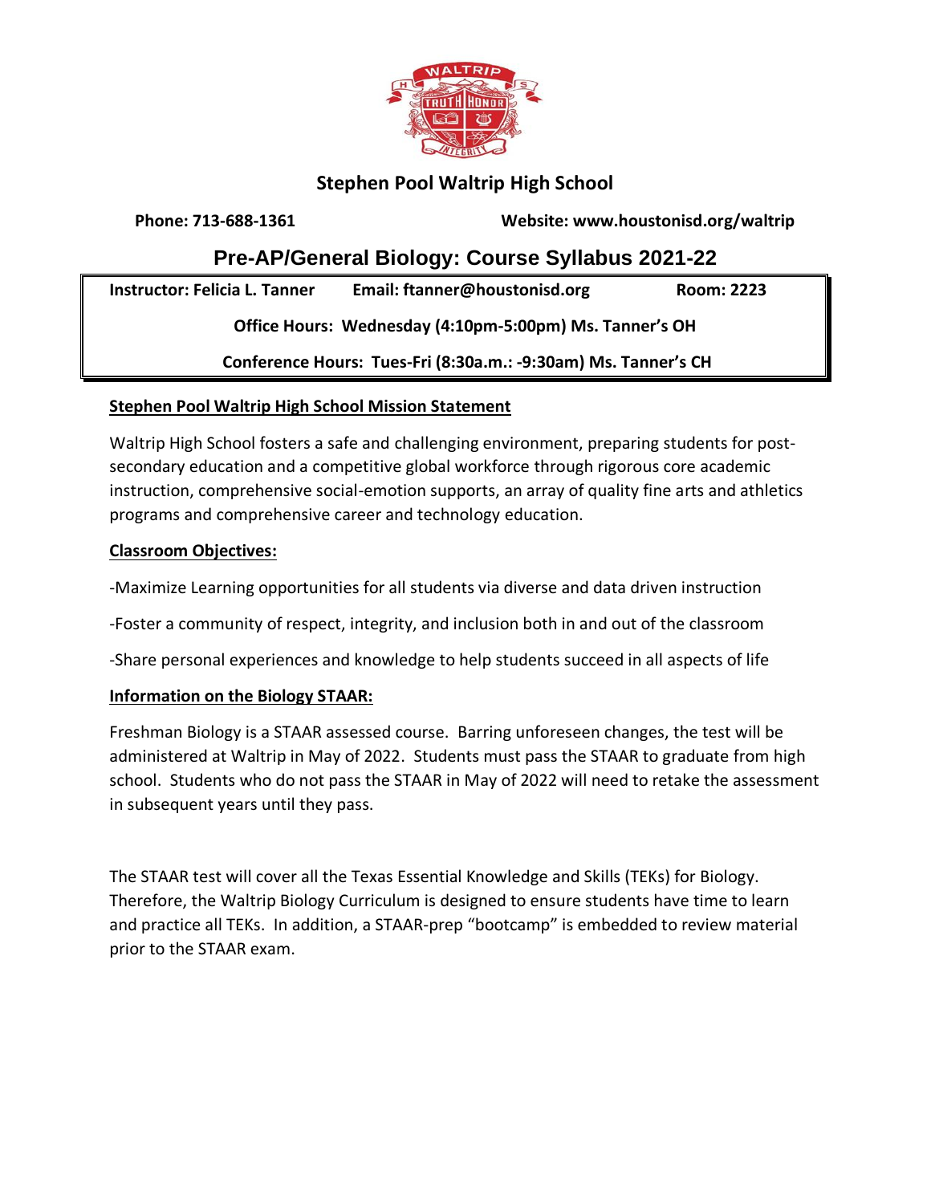## Stephen Pool Waltrip High School

**Phone: 713-688-1361** **Website: www.houstonisd.org/waltrip**

# Pre-AP/General Biology: Course Syllabus 2021-22

**Instructor: Felicia L. Tanner** **Email: ftanner@houstonisd.org** **Room: 2223**

**Office Hours: Wednesday (4:10pm-5:00pm) Ms. Tanner's OH**

**Conference Hours: Tues-Fri (8:30a.m.: -9:30am) Ms. Tanner's CH**

### Stephen Pool Waltrip High School Mission Statement

Waltrip High School fosters a safe and challenging environment, preparing students for post-secondary education and a competitive global workforce through rigorous core academic instruction, comprehensive social-emotion supports, an array of quality fine arts and athletics programs and comprehensive career and technology education.

### Classroom Objectives:

-Maximize Learning opportunities for all students via diverse and data driven instruction

-Foster a community of respect, integrity, and inclusion both in and out of the classroom

-Share personal experiences and knowledge to help students succeed in all aspects of life

### Information on the Biology STAAR:

Freshman Biology is a STAAR assessed course. Barring unforeseen changes, the test will be administered at Waltrip in May of 2022. Students must pass the STAAR to graduate from high school. Students who do not pass the STAAR in May of 2022 will need to retake the assessment in subsequent years until they pass.

The STAAR test will cover all the Texas Essential Knowledge and Skills (TEKs) for Biology. Therefore, the Waltrip Biology Curriculum is designed to ensure students have time to learn and practice all TEKs. In addition, a STAAR-prep "bootcamp" is embedded to review material prior to the STAAR exam.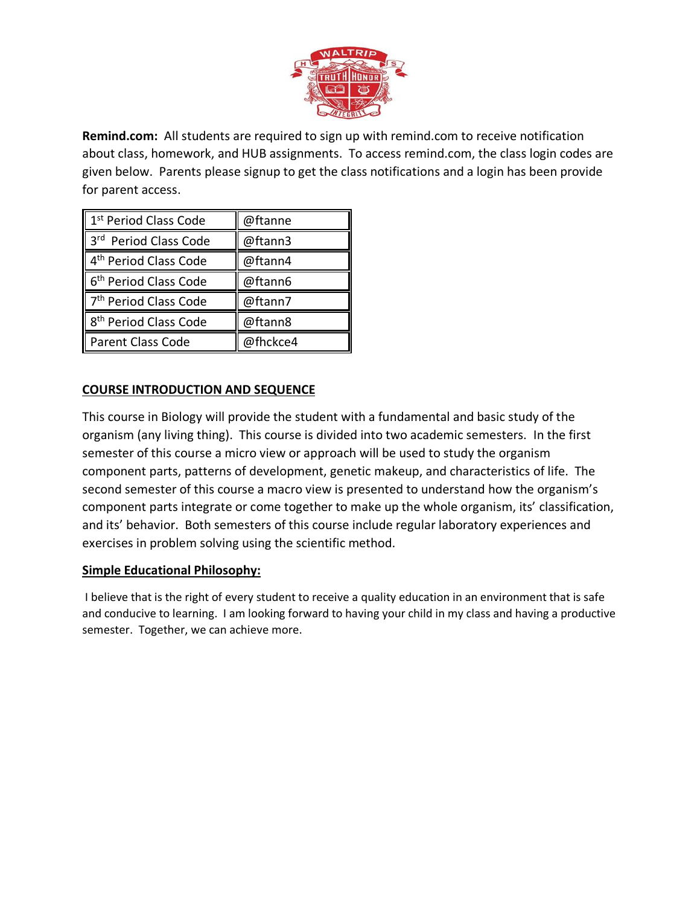**Remind.com:** All students are required to sign up with remind.com to receive notification about class, homework, and HUB assignments. To access remind.com, the class login codes are given below. Parents please signup to get the class notifications and a login has been provide for parent access.

| 1st Period Class Code | @ftanne |
|---|---|
| 3rd Period Class Code | @ftann3 |
| 4th Period Class Code | @ftann4 |
| 6th Period Class Code | @ftann6 |
| 7th Period Class Code | @ftann7 |
| 8th Period Class Code | @ftann8 |
| Parent Class Code | @fhckce4 |

## COURSE INTRODUCTION AND SEQUENCE

This course in Biology will provide the student with a fundamental and basic study of the organism (any living thing). This course is divided into two academic semesters. In the first semester of this course a micro view or approach will be used to study the organism component parts, patterns of development, genetic makeup, and characteristics of life. The second semester of this course a macro view is presented to understand how the organism's component parts integrate or come together to make up the whole organism, its' classification, and its' behavior. Both semesters of this course include regular laboratory experiences and exercises in problem solving using the scientific method.

## Simple Educational Philosophy:

I believe that is the right of every student to receive a quality education in an environment that is safe and conducive to learning. I am looking forward to having your child in my class and having a productive semester. Together, we can achieve more.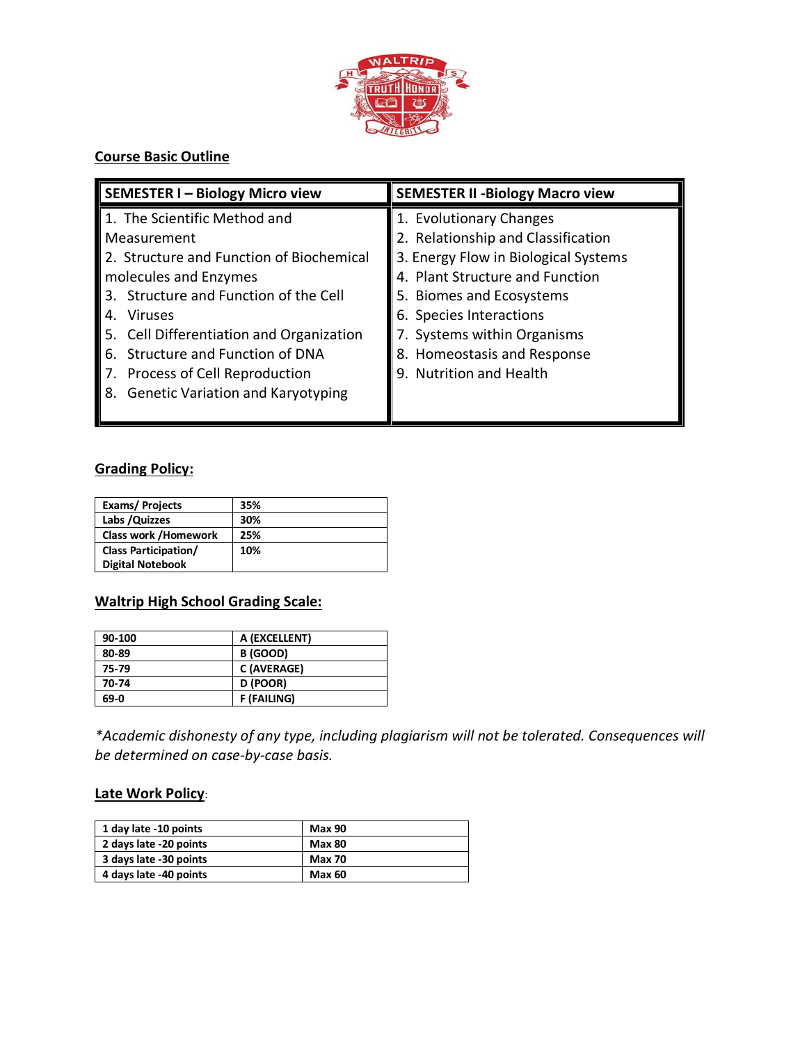## Course Basic Outline

| SEMESTER I – Biology Micro view | SEMESTER II -Biology Macro view |
|---|---|
| 1. The Scientific Method and Measurement<br>2. Structure and Function of Biochemical molecules and Enzymes<br>3. Structure and Function of the Cell<br>4. Viruses<br>5. Cell Differentiation and Organization<br>6. Structure and Function of DNA<br>7. Process of Cell Reproduction<br>8. Genetic Variation and Karyotyping | 1. Evolutionary Changes<br>2. Relationship and Classification<br>3. Energy Flow in Biological Systems<br>4. Plant Structure and Function<br>5. Biomes and Ecosystems<br>6. Species Interactions<br>7. Systems within Organisms<br>8. Homeostasis and Response<br>9. Nutrition and Health |

## Grading Policy:

| Exams/ Projects | 35% |
|---|---|
| Labs /Quizzes | 30% |
| Class work /Homework | 25% |
| Class Participation/ Digital Notebook | 10% |

## Waltrip High School Grading Scale:

| 90-100 | A (EXCELLENT) |
|---|---|
| 80-89 | B (GOOD) |
| 75-79 | C (AVERAGE) |
| 70-74 | D (POOR) |
| 69-0 | F (FAILING) |

*\*Academic dishonesty of any type, including plagiarism will not be tolerated. Consequences will be determined on case-by-case basis.*

## Late Work Policy:

| 1 day late -10 points | Max 90 |
|---|---|
| 2 days late -20 points | Max 80 |
| 3 days late -30 points | Max 70 |
| 4 days late -40 points | Max 60 |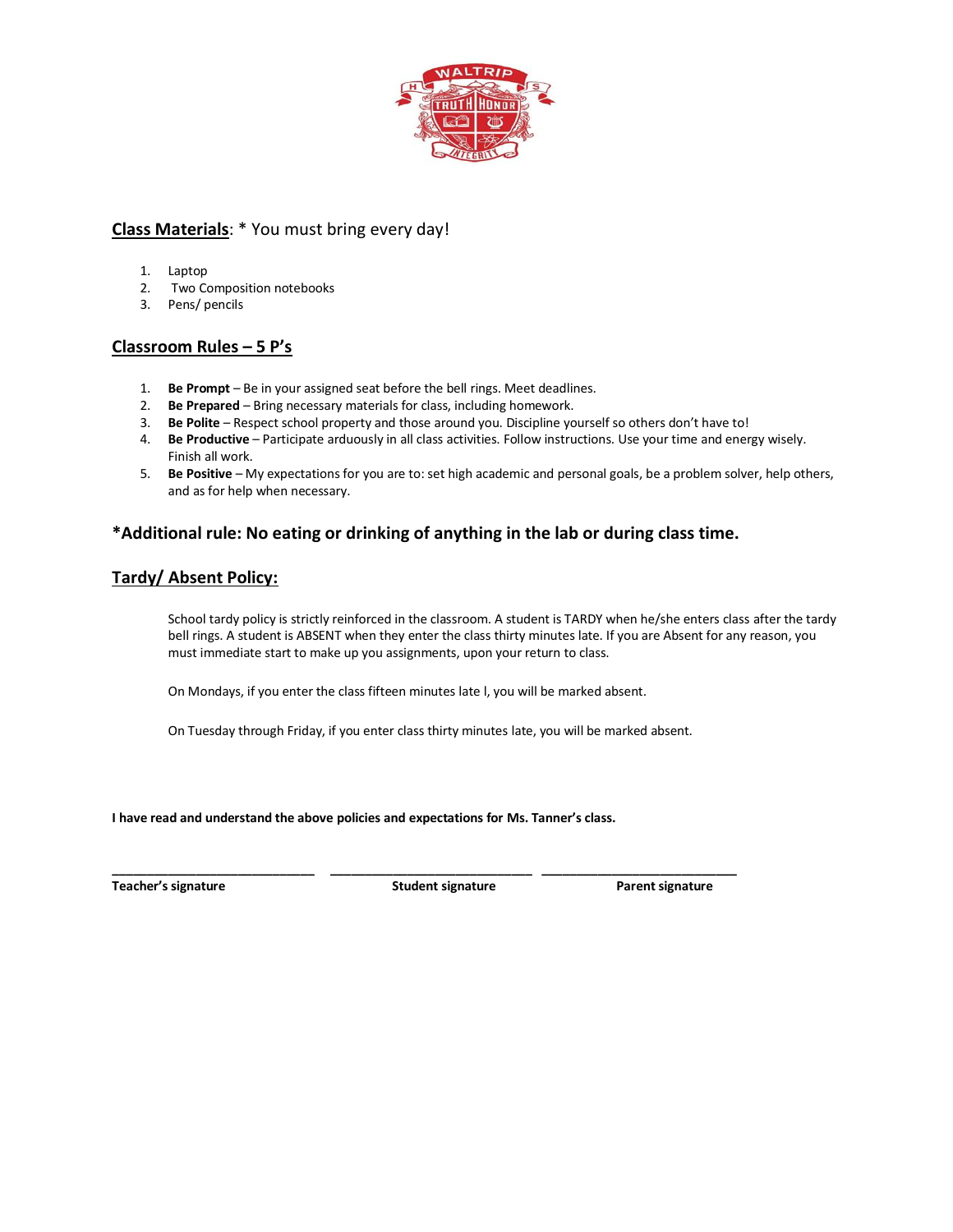## Class Materials: * You must bring every day!

1. Laptop
2. Two Composition notebooks
3. Pens/ pencils

## Classroom Rules – 5 P's

1. **Be Prompt** – Be in your assigned seat before the bell rings. Meet deadlines.
2. **Be Prepared** – Bring necessary materials for class, including homework.
3. **Be Polite** – Respect school property and those around you. Discipline yourself so others don't have to!
4. **Be Productive** – Participate arduously in all class activities. Follow instructions. Use your time and energy wisely. Finish all work.
5. **Be Positive** – My expectations for you are to: set high academic and personal goals, be a problem solver, help others, and as for help when necessary.

### *Additional rule: No eating or drinking of anything in the lab or during class time.

## Tardy/ Absent Policy:

School tardy policy is strictly reinforced in the classroom. A student is TARDY when he/she enters class after the tardy bell rings. A student is ABSENT when they enter the class thirty minutes late. If you are Absent for any reason, you must immediate start to make up you assignments, upon your return to class.

On Mondays, if you enter the class fifteen minutes late l, you will be marked absent.

On Tuesday through Friday, if you enter class thirty minutes late, you will be marked absent.

**I have read and understand the above policies and expectations for Ms. Tanner's class.**

\_\_\_\_\_\_\_\_\_\_\_\_\_\_\_\_\_\_\_\_\_\_\_\_\_\_\_\_ \_\_\_\_\_\_\_\_\_\_\_\_\_\_\_\_\_\_\_\_\_\_\_\_\_\_\_\_ \_\_\_\_\_\_\_\_\_\_\_\_\_\_\_\_\_\_\_\_\_\_\_\_\_\_\_\_

**Teacher's signature** **Student signature** **Parent signature**